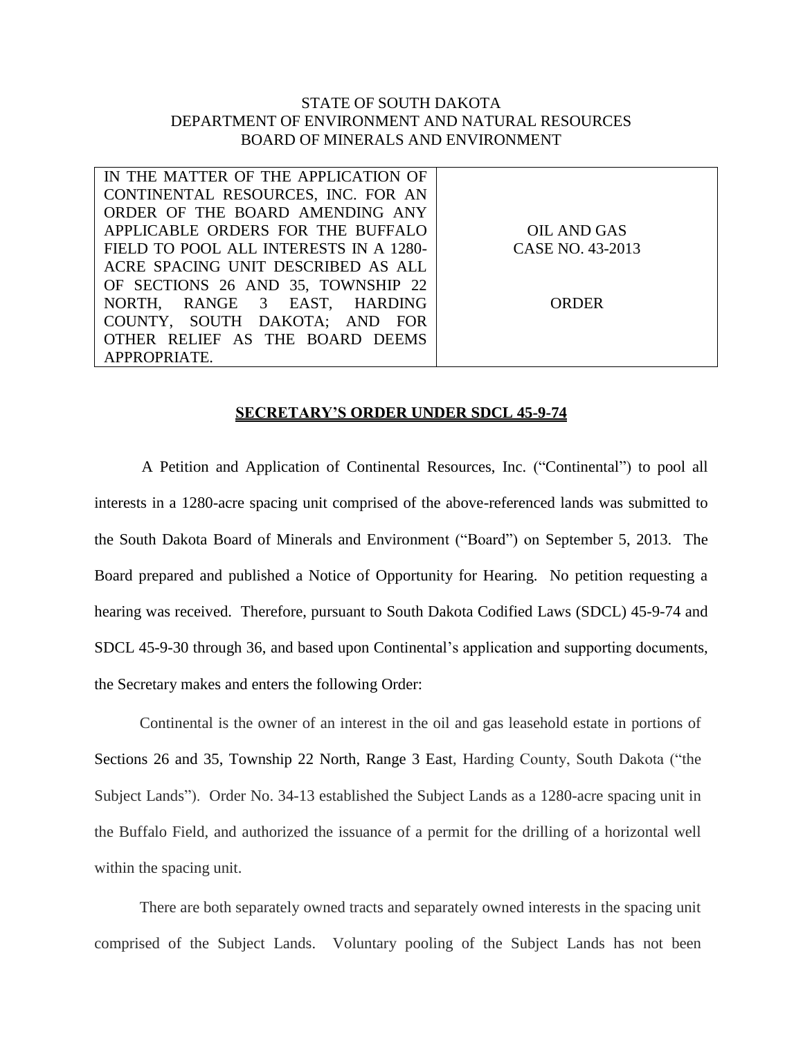STATE OF SOUTH DAKOTA
DEPARTMENT OF ENVIRONMENT AND NATURAL RESOURCES
BOARD OF MINERALS AND ENVIRONMENT

| IN THE MATTER OF THE APPLICATION OF CONTINENTAL RESOURCES, INC. FOR AN ORDER OF THE BOARD AMENDING ANY APPLICABLE ORDERS FOR THE BUFFALO FIELD TO POOL ALL INTERESTS IN A 1280-ACRE SPACING UNIT DESCRIBED AS ALL OF SECTIONS 26 AND 35, TOWNSHIP 22 NORTH, RANGE 3 EAST, HARDING COUNTY, SOUTH DAKOTA; AND FOR OTHER RELIEF AS THE BOARD DEEMS APPROPRIATE. | OIL AND GAS CASE NO. 43-2013<br><br>ORDER |
|---|---|

**SECRETARY'S ORDER UNDER SDCL 45-9-74**

A Petition and Application of Continental Resources, Inc. ("Continental") to pool all interests in a 1280-acre spacing unit comprised of the above-referenced lands was submitted to the South Dakota Board of Minerals and Environment ("Board") on September 5, 2013. The Board prepared and published a Notice of Opportunity for Hearing. No petition requesting a hearing was received. Therefore, pursuant to South Dakota Codified Laws (SDCL) 45-9-74 and SDCL 45-9-30 through 36, and based upon Continental's application and supporting documents, the Secretary makes and enters the following Order:

Continental is the owner of an interest in the oil and gas leasehold estate in portions of Sections 26 and 35, Township 22 North, Range 3 East, Harding County, South Dakota ("the Subject Lands"). Order No. 34-13 established the Subject Lands as a 1280-acre spacing unit in the Buffalo Field, and authorized the issuance of a permit for the drilling of a horizontal well within the spacing unit.

There are both separately owned tracts and separately owned interests in the spacing unit comprised of the Subject Lands. Voluntary pooling of the Subject Lands has not been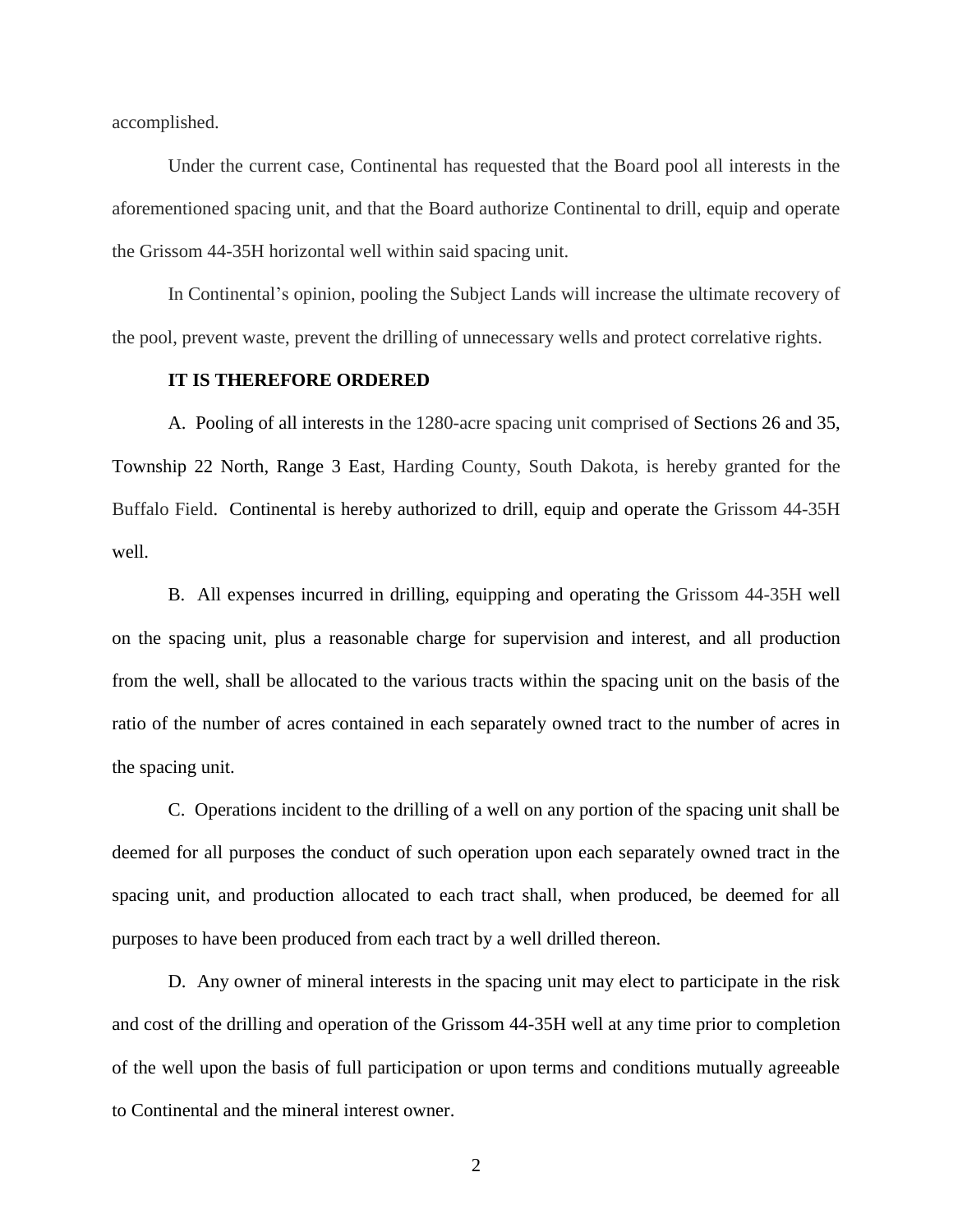accomplished.

Under the current case, Continental has requested that the Board pool all interests in the aforementioned spacing unit, and that the Board authorize Continental to drill, equip and operate the Grissom 44-35H horizontal well within said spacing unit.

In Continental's opinion, pooling the Subject Lands will increase the ultimate recovery of the pool, prevent waste, prevent the drilling of unnecessary wells and protect correlative rights.

**IT IS THEREFORE ORDERED**

A. Pooling of all interests in the 1280-acre spacing unit comprised of Sections 26 and 35, Township 22 North, Range 3 East, Harding County, South Dakota, is hereby granted for the Buffalo Field. Continental is hereby authorized to drill, equip and operate the Grissom 44-35H well.

B. All expenses incurred in drilling, equipping and operating the Grissom 44-35H well on the spacing unit, plus a reasonable charge for supervision and interest, and all production from the well, shall be allocated to the various tracts within the spacing unit on the basis of the ratio of the number of acres contained in each separately owned tract to the number of acres in the spacing unit.

C. Operations incident to the drilling of a well on any portion of the spacing unit shall be deemed for all purposes the conduct of such operation upon each separately owned tract in the spacing unit, and production allocated to each tract shall, when produced, be deemed for all purposes to have been produced from each tract by a well drilled thereon.

D. Any owner of mineral interests in the spacing unit may elect to participate in the risk and cost of the drilling and operation of the Grissom 44-35H well at any time prior to completion of the well upon the basis of full participation or upon terms and conditions mutually agreeable to Continental and the mineral interest owner.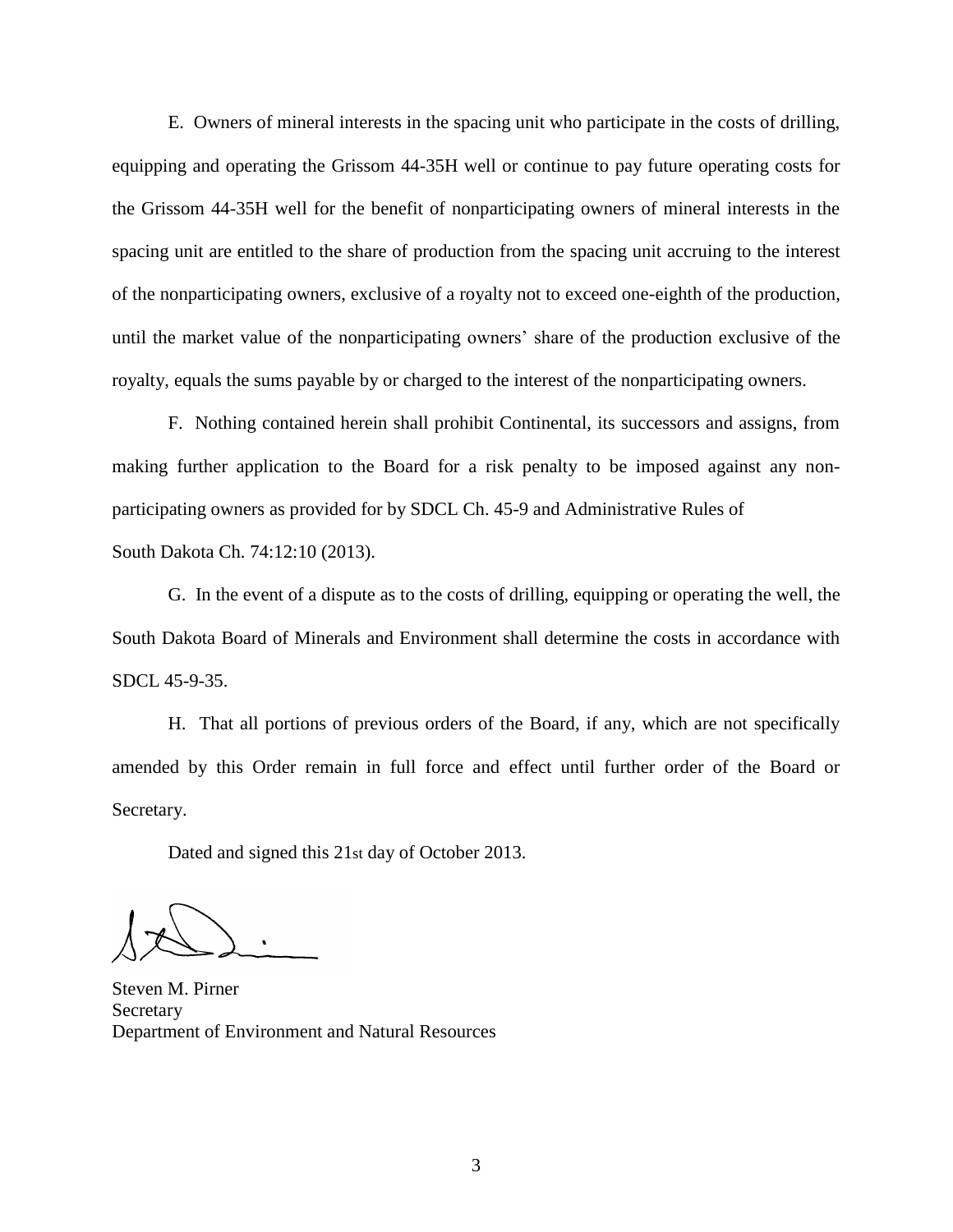E. Owners of mineral interests in the spacing unit who participate in the costs of drilling, equipping and operating the Grissom 44-35H well or continue to pay future operating costs for the Grissom 44-35H well for the benefit of nonparticipating owners of mineral interests in the spacing unit are entitled to the share of production from the spacing unit accruing to the interest of the nonparticipating owners, exclusive of a royalty not to exceed one-eighth of the production, until the market value of the nonparticipating owners' share of the production exclusive of the royalty, equals the sums payable by or charged to the interest of the nonparticipating owners.

F. Nothing contained herein shall prohibit Continental, its successors and assigns, from making further application to the Board for a risk penalty to be imposed against any non-participating owners as provided for by SDCL Ch. 45-9 and Administrative Rules of South Dakota Ch. 74:12:10 (2013).

G. In the event of a dispute as to the costs of drilling, equipping or operating the well, the South Dakota Board of Minerals and Environment shall determine the costs in accordance with SDCL 45-9-35.

H. That all portions of previous orders of the Board, if any, which are not specifically amended by this Order remain in full force and effect until further order of the Board or Secretary.

Dated and signed this 21st day of October 2013.

Steven M. Pirner
Secretary
Department of Environment and Natural Resources